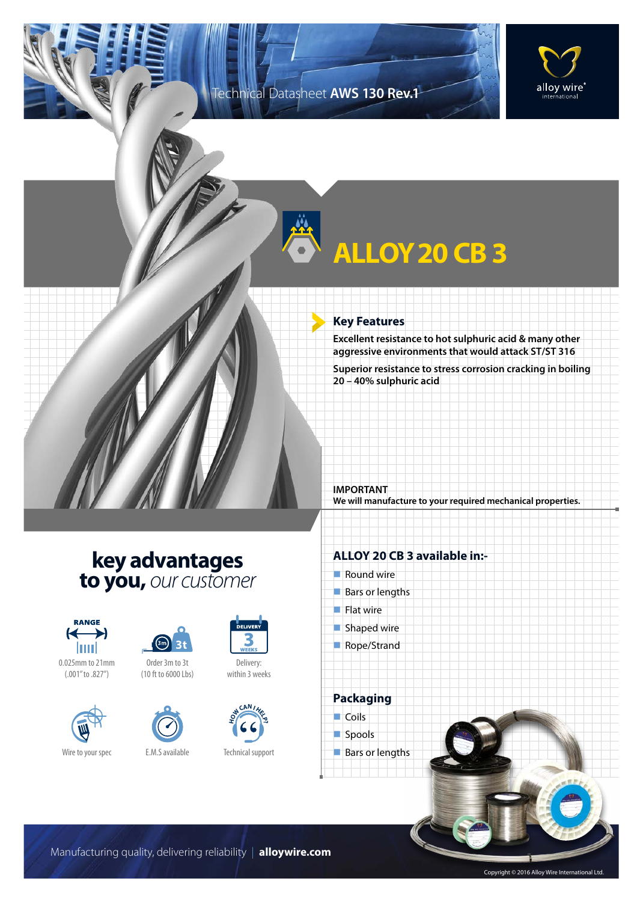Technical Datasheet **AWS 130 Rev.1**

# ALLOY 20 CB 3

## Key Features

**Excellent resistance to hot sulphuric acid & many other aggressive environments that would attack ST/ST 316**

**Superior resistance to stress corrosion cracking in boiling 20 – 40% sulphuric acid**

**IMPORTANT**
**We will manufacture to your required mechanical properties.**

## key advantages to you, *our customer*

- RANGE: 0.025mm to 21mm (.001" to .827")
- Order 3m to 3t (10 ft to 6000 Lbs)
- Delivery: within 3 weeks
- Wire to your spec
- E.M.S available
- Technical support

## ALLOY 20 CB 3 available in:-

- Round wire
- Bars or lengths
- Flat wire
- Shaped wire
- Rope/Strand

## Packaging

- Coils
- Spools
- Bars or lengths

Manufacturing quality, delivering reliability | **alloywire.com**

Copyright © 2016 Alloy Wire International Ltd.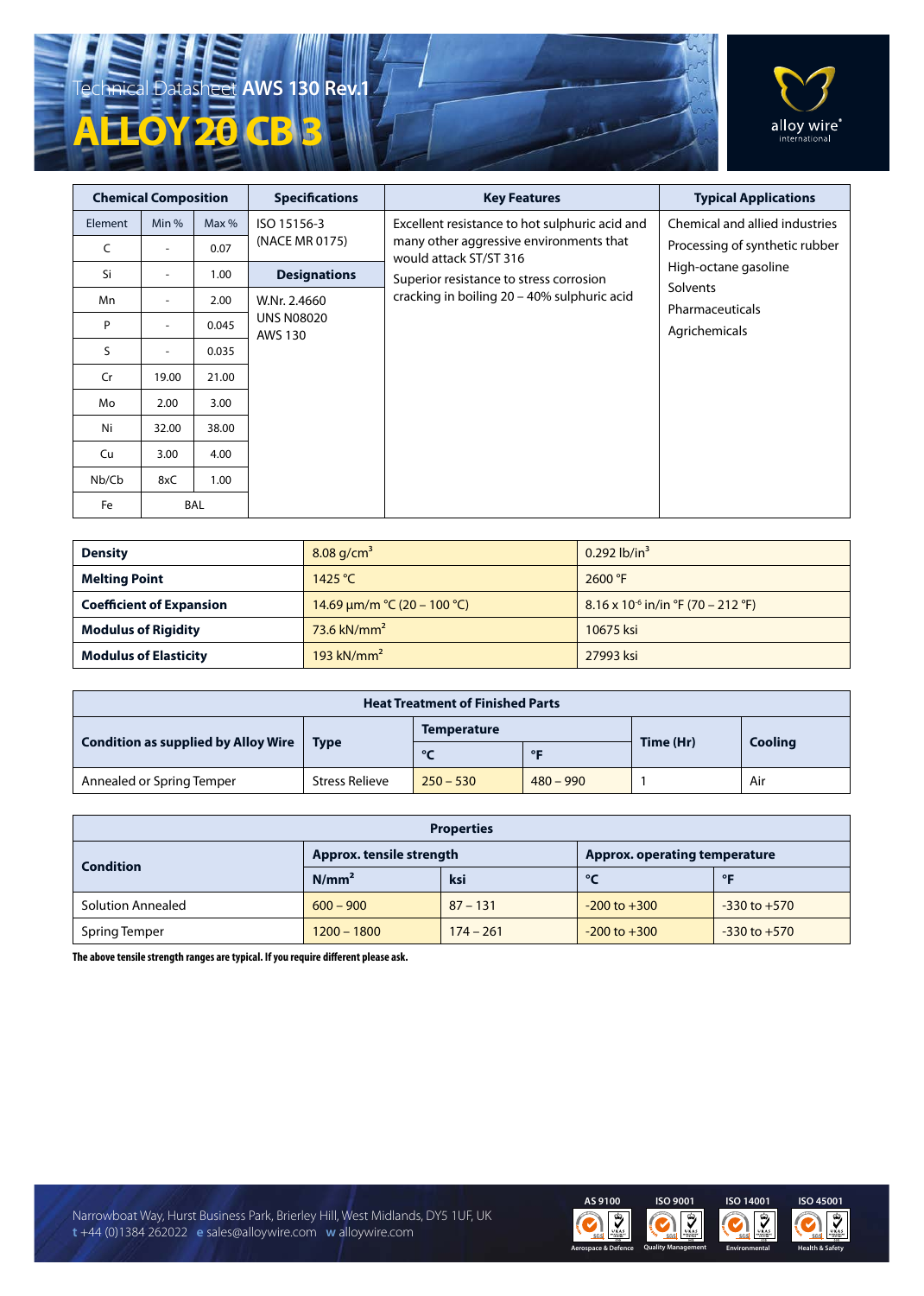Technical Datasheet **AWS 130 Rev.1**

# ALLOY 20 CB 3

| Chemical Composition | | | Specifications | Key Features | Typical Applications |
|---|---|---|---|---|---|
| Element | Min % | Max % | ISO 15156-3 (NACE MR 0175) | Excellent resistance to hot sulphuric acid and many other aggressive environments that would attack ST/ST 316 | Chemical and allied industries |
| C | - | 0.07 | | Superior resistance to stress corrosion cracking in boiling 20 – 40% sulphuric acid | Processing of synthetic rubber |
| Si | - | 1.00 | **Designations** | | High-octane gasoline |
| Mn | - | 2.00 | W.Nr. 2.4660 | | Solvents |
| P | - | 0.045 | UNS N08020 | | Pharmaceuticals |
| S | - | 0.035 | AWS 130 | | Agrichemicals |
| Cr | 19.00 | 21.00 | | | |
| Mo | 2.00 | 3.00 | | | |
| Ni | 32.00 | 38.00 | | | |
| Cu | 3.00 | 4.00 | | | |
| Nb/Cb | 8xC | 1.00 | | | |
| Fe | BAL | | | | |

| | | |
|---|---|---|
| **Density** | 8.08 g/cm$^3$ | 0.292 lb/in$^3$ |
| **Melting Point** | 1425 °C | 2600 °F |
| **Coefficient of Expansion** | 14.69 µm/m °C (20 – 100 °C) | 8.16 x 10$^{-6}$ in/in °F (70 – 212 °F) |
| **Modulus of Rigidity** | 73.6 kN/mm$^2$ | 10675 ksi |
| **Modulus of Elasticity** | 193 kN/mm$^2$ | 27993 ksi |

| Heat Treatment of Finished Parts | | | | | |
|---|---|---|---|---|---|
| **Condition as supplied by Alloy Wire** | **Type** | **Temperature** | | **Time (Hr)** | **Cooling** |
| | | **°C** | **°F** | | |
| Annealed or Spring Temper | Stress Relieve | 250 – 530 | 480 – 990 | 1 | Air |

| Properties | | | | |
|---|---|---|---|---|
| **Condition** | **Approx. tensile strength** | | **Approx. operating temperature** | |
| | **N/mm$^2$** | **ksi** | **°C** | **°F** |
| Solution Annealed | 600 – 900 | 87 – 131 | -200 to +300 | -330 to +570 |
| Spring Temper | 1200 – 1800 | 174 – 261 | -200 to +300 | -330 to +570 |

**The above tensile strength ranges are typical. If you require different please ask.**

Narrowboat Way, Hurst Business Park, Brierley Hill, West Midlands, DY5 1UF, UK
t +44 (0)1384 262022 e sales@alloywire.com w alloywire.com

AS 9100 Aerospace & Defence | ISO 9001 Quality Management | ISO 14001 Environmental | ISO 45001 Health & Safety